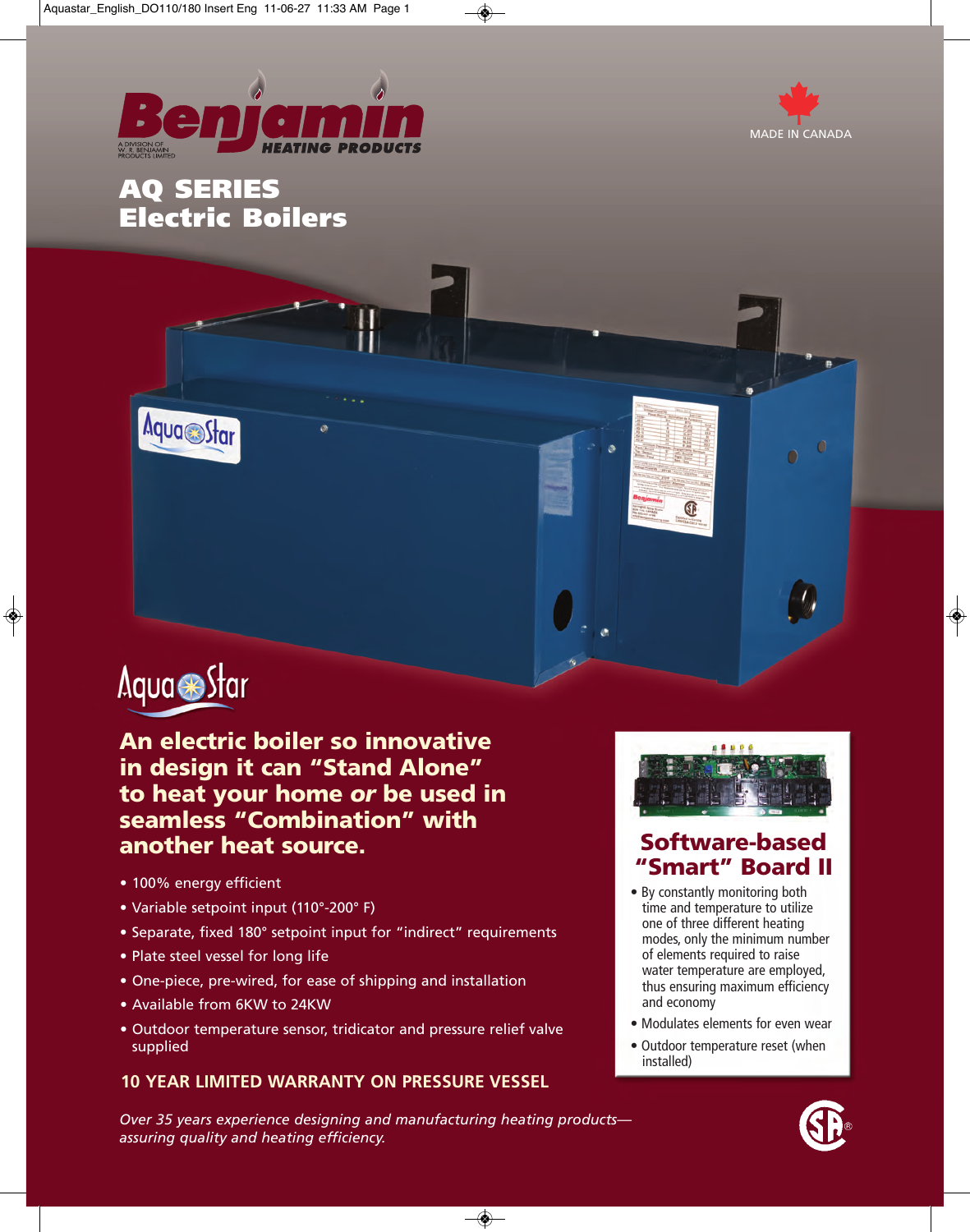# Benjamin HEATING PRODUCTS

A DIVISION OF W. R. BENJAMIN PRODUCTS LIMITED

MADE IN CANADA

# AQ SERIES Electric Boilers

## AquaStar

## An electric boiler so innovative in design it can "Stand Alone" to heat your home *or* be used in seamless "Combination" with another heat source.

- 100% energy efficient
- Variable setpoint input (110°-200° F)
- Separate, fixed 180° setpoint input for "indirect" requirements
- Plate steel vessel for long life
- One-piece, pre-wired, for ease of shipping and installation
- Available from 6KW to 24KW
- Outdoor temperature sensor, tridicator and pressure relief valve supplied

**10 YEAR LIMITED WARRANTY ON PRESSURE VESSEL**

## Software-based "Smart" Board II

- By constantly monitoring both time and temperature to utilize one of three different heating modes, only the minimum number of elements required to raise water temperature are employed, thus ensuring maximum efficiency and economy
- Modulates elements for even wear
- Outdoor temperature reset (when installed)

*Over 35 years experience designing and manufacturing heating products—assuring quality and heating efficiency.*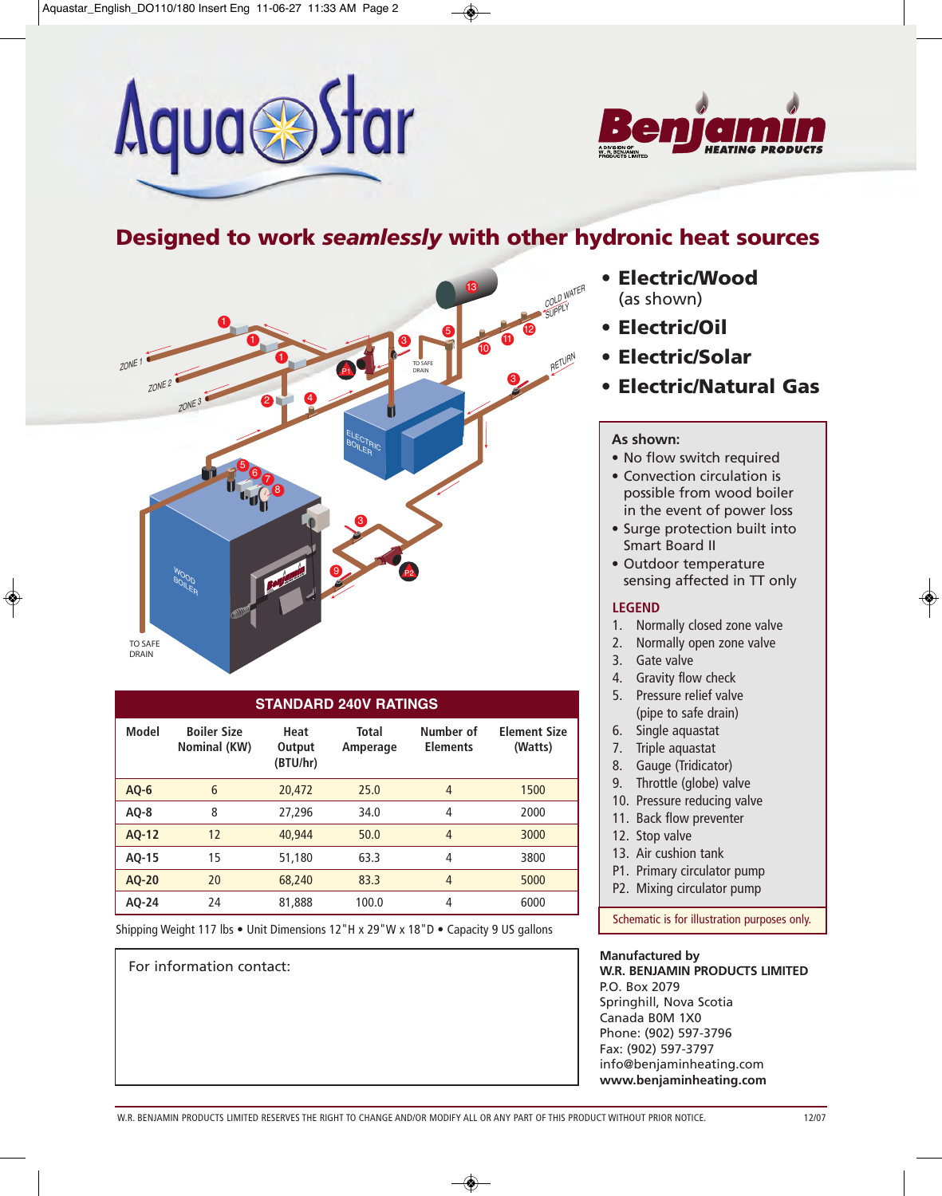# Designed to work *seamlessly* with other hydronic heat sources

- **Electric/Wood** (as shown)
- **Electric/Oil**
- **Electric/Solar**
- **Electric/Natural Gas**

ZONE 1
ZONE 2
ZONE 3
COLD WATER SUPPLY
RETURN
TO SAFE DRAIN
ELECTRIC BOILER
WOOD BOILER
TO SAFE DRAIN

**As shown:**

- No flow switch required
- Convection circulation is possible from wood boiler in the event of power loss
- Surge protection built into Smart Board II
- Outdoor temperature sensing affected in TT only

**LEGEND**

1. Normally closed zone valve
2. Normally open zone valve
3. Gate valve
4. Gravity flow check
5. Pressure relief valve (pipe to safe drain)
6. Single aquastat
7. Triple aquastat
8. Gauge (Tridicator)
9. Throttle (globe) valve
10. Pressure reducing valve
11. Back flow preventer
12. Stop valve
13. Air cushion tank

P1. Primary circulator pump
P2. Mixing circulator pump

Schematic is for illustration purposes only.

## STANDARD 240V RATINGS

| Model | Boiler Size Nominal (KW) | Heat Output (BTU/hr) | Total Amperage | Number of Elements | Element Size (Watts) |
|---|---|---|---|---|---|
| AQ-6 | 6 | 20,472 | 25.0 | 4 | 1500 |
| AQ-8 | 8 | 27,296 | 34.0 | 4 | 2000 |
| AQ-12 | 12 | 40,944 | 50.0 | 4 | 3000 |
| AQ-15 | 15 | 51,180 | 63.3 | 4 | 3800 |
| AQ-20 | 20 | 68,240 | 83.3 | 4 | 5000 |
| AQ-24 | 24 | 81,888 | 100.0 | 4 | 6000 |

Shipping Weight 117 lbs • Unit Dimensions 12"H x 29"W x 18"D • Capacity 9 US gallons

For information contact:

**Manufactured by**
**W.R. BENJAMIN PRODUCTS LIMITED**
P.O. Box 2079
Springhill, Nova Scotia
Canada B0M 1X0
Phone: (902) 597-3796
Fax: (902) 597-3797
info@benjaminheating.com
**www.benjaminheating.com**

W.R. BENJAMIN PRODUCTS LIMITED RESERVES THE RIGHT TO CHANGE AND/OR MODIFY ALL OR ANY PART OF THIS PRODUCT WITHOUT PRIOR NOTICE. 12/07